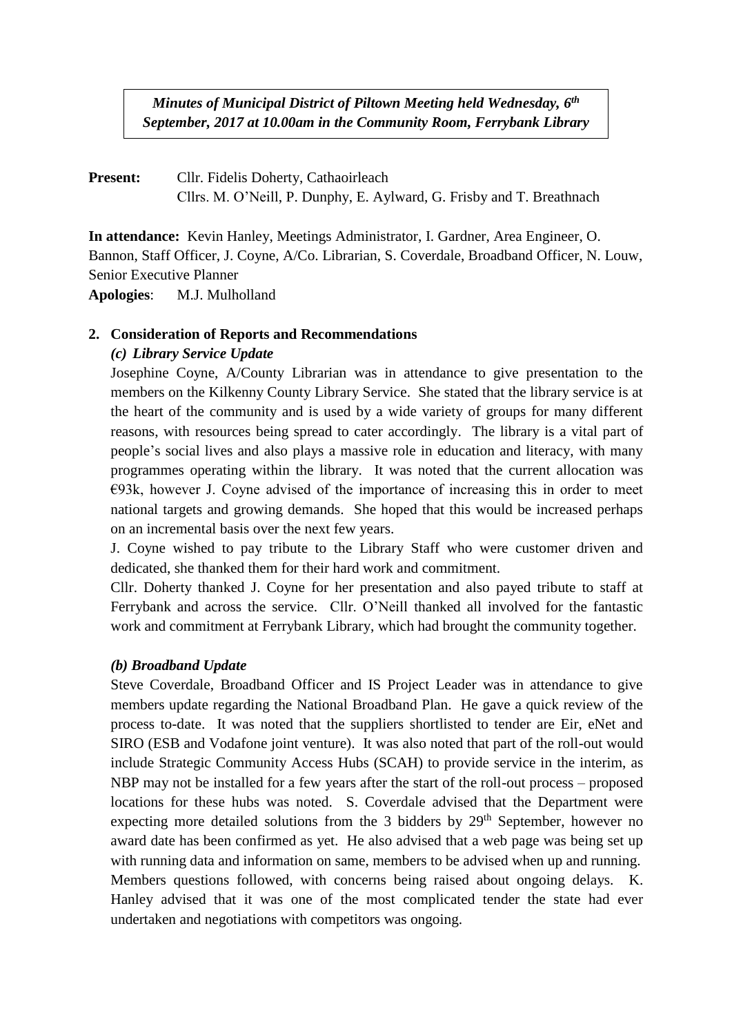***Minutes of Municipal District of Piltown Meeting held Wednesday, 6th September, 2017 at 10.00am in the Community Room, Ferrybank Library***

**Present:** Cllr. Fidelis Doherty, Cathaoirleach
Cllrs. M. O'Neill, P. Dunphy, E. Aylward, G. Frisby and T. Breathnach

**In attendance:** Kevin Hanley, Meetings Administrator, I. Gardner, Area Engineer, O. Bannon, Staff Officer, J. Coyne, A/Co. Librarian, S. Coverdale, Broadband Officer, N. Louw, Senior Executive Planner

**Apologies**: M.J. Mulholland

**2. Consideration of Reports and Recommendations**

***(c) Library Service Update***

Josephine Coyne, A/County Librarian was in attendance to give presentation to the members on the Kilkenny County Library Service. She stated that the library service is at the heart of the community and is used by a wide variety of groups for many different reasons, with resources being spread to cater accordingly. The library is a vital part of people's social lives and also plays a massive role in education and literacy, with many programmes operating within the library. It was noted that the current allocation was €93k, however J. Coyne advised of the importance of increasing this in order to meet national targets and growing demands. She hoped that this would be increased perhaps on an incremental basis over the next few years.

J. Coyne wished to pay tribute to the Library Staff who were customer driven and dedicated, she thanked them for their hard work and commitment.

Cllr. Doherty thanked J. Coyne for her presentation and also payed tribute to staff at Ferrybank and across the service. Cllr. O'Neill thanked all involved for the fantastic work and commitment at Ferrybank Library, which had brought the community together.

***(b) Broadband Update***

Steve Coverdale, Broadband Officer and IS Project Leader was in attendance to give members update regarding the National Broadband Plan. He gave a quick review of the process to-date. It was noted that the suppliers shortlisted to tender are Eir, eNet and SIRO (ESB and Vodafone joint venture). It was also noted that part of the roll-out would include Strategic Community Access Hubs (SCAH) to provide service in the interim, as NBP may not be installed for a few years after the start of the roll-out process – proposed locations for these hubs was noted. S. Coverdale advised that the Department were expecting more detailed solutions from the 3 bidders by 29th September, however no award date has been confirmed as yet. He also advised that a web page was being set up with running data and information on same, members to be advised when up and running. Members questions followed, with concerns being raised about ongoing delays. K. Hanley advised that it was one of the most complicated tender the state had ever undertaken and negotiations with competitors was ongoing.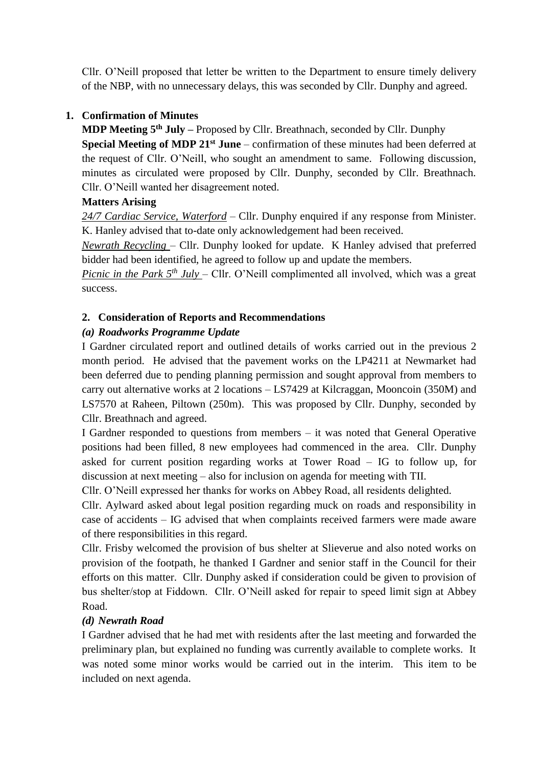Cllr. O'Neill proposed that letter be written to the Department to ensure timely delivery of the NBP, with no unnecessary delays, this was seconded by Cllr. Dunphy and agreed.

1. **Confirmation of Minutes**

**MDP Meeting 5th July –** Proposed by Cllr. Breathnach, seconded by Cllr. Dunphy

**Special Meeting of MDP 21st June** – confirmation of these minutes had been deferred at the request of Cllr. O'Neill, who sought an amendment to same. Following discussion, minutes as circulated were proposed by Cllr. Dunphy, seconded by Cllr. Breathnach. Cllr. O'Neill wanted her disagreement noted.

**Matters Arising**

*24/7 Cardiac Service, Waterford* – Cllr. Dunphy enquired if any response from Minister. K. Hanley advised that to-date only acknowledgement had been received.

*Newrath Recycling* – Cllr. Dunphy looked for update. K Hanley advised that preferred bidder had been identified, he agreed to follow up and update the members.

*Picnic in the Park 5th July* – Cllr. O'Neill complimented all involved, which was a great success.

2. **Consideration of Reports and Recommendations**

***(a) Roadworks Programme Update***

I Gardner circulated report and outlined details of works carried out in the previous 2 month period. He advised that the pavement works on the LP4211 at Newmarket had been deferred due to pending planning permission and sought approval from members to carry out alternative works at 2 locations – LS7429 at Kilcraggan, Mooncoin (350M) and LS7570 at Raheen, Piltown (250m). This was proposed by Cllr. Dunphy, seconded by Cllr. Breathnach and agreed.

I Gardner responded to questions from members – it was noted that General Operative positions had been filled, 8 new employees had commenced in the area. Cllr. Dunphy asked for current position regarding works at Tower Road – IG to follow up, for discussion at next meeting – also for inclusion on agenda for meeting with TII.

Cllr. O'Neill expressed her thanks for works on Abbey Road, all residents delighted.

Cllr. Aylward asked about legal position regarding muck on roads and responsibility in case of accidents – IG advised that when complaints received farmers were made aware of there responsibilities in this regard.

Cllr. Frisby welcomed the provision of bus shelter at Slieverue and also noted works on provision of the footpath, he thanked I Gardner and senior staff in the Council for their efforts on this matter. Cllr. Dunphy asked if consideration could be given to provision of bus shelter/stop at Fiddown. Cllr. O'Neill asked for repair to speed limit sign at Abbey Road.

***(d) Newrath Road***

I Gardner advised that he had met with residents after the last meeting and forwarded the preliminary plan, but explained no funding was currently available to complete works. It was noted some minor works would be carried out in the interim. This item to be included on next agenda.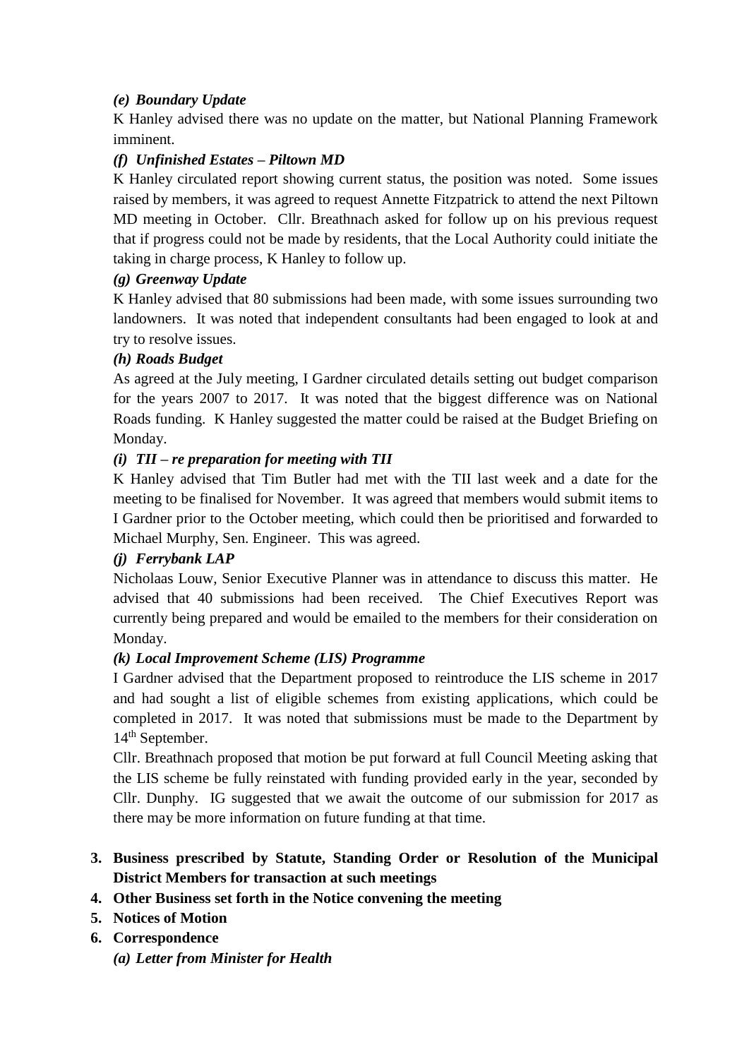*(e) Boundary Update*

K Hanley advised there was no update on the matter, but National Planning Framework imminent.

*(f) Unfinished Estates – Piltown MD*

K Hanley circulated report showing current status, the position was noted. Some issues raised by members, it was agreed to request Annette Fitzpatrick to attend the next Piltown MD meeting in October. Cllr. Breathnach asked for follow up on his previous request that if progress could not be made by residents, that the Local Authority could initiate the taking in charge process, K Hanley to follow up.

*(g) Greenway Update*

K Hanley advised that 80 submissions had been made, with some issues surrounding two landowners. It was noted that independent consultants had been engaged to look at and try to resolve issues.

*(h) Roads Budget*

As agreed at the July meeting, I Gardner circulated details setting out budget comparison for the years 2007 to 2017. It was noted that the biggest difference was on National Roads funding. K Hanley suggested the matter could be raised at the Budget Briefing on Monday.

*(i) TII – re preparation for meeting with TII*

K Hanley advised that Tim Butler had met with the TII last week and a date for the meeting to be finalised for November. It was agreed that members would submit items to I Gardner prior to the October meeting, which could then be prioritised and forwarded to Michael Murphy, Sen. Engineer. This was agreed.

*(j) Ferrybank LAP*

Nicholaas Louw, Senior Executive Planner was in attendance to discuss this matter. He advised that 40 submissions had been received. The Chief Executives Report was currently being prepared and would be emailed to the members for their consideration on Monday.

*(k) Local Improvement Scheme (LIS) Programme*

I Gardner advised that the Department proposed to reintroduce the LIS scheme in 2017 and had sought a list of eligible schemes from existing applications, which could be completed in 2017. It was noted that submissions must be made to the Department by 14th September.

Cllr. Breathnach proposed that motion be put forward at full Council Meeting asking that the LIS scheme be fully reinstated with funding provided early in the year, seconded by Cllr. Dunphy. IG suggested that we await the outcome of our submission for 2017 as there may be more information on future funding at that time.

3. **Business prescribed by Statute, Standing Order or Resolution of the Municipal District Members for transaction at such meetings**
4. **Other Business set forth in the Notice convening the meeting**
5. **Notices of Motion**
6. **Correspondence**

   ***(a) Letter from Minister for Health***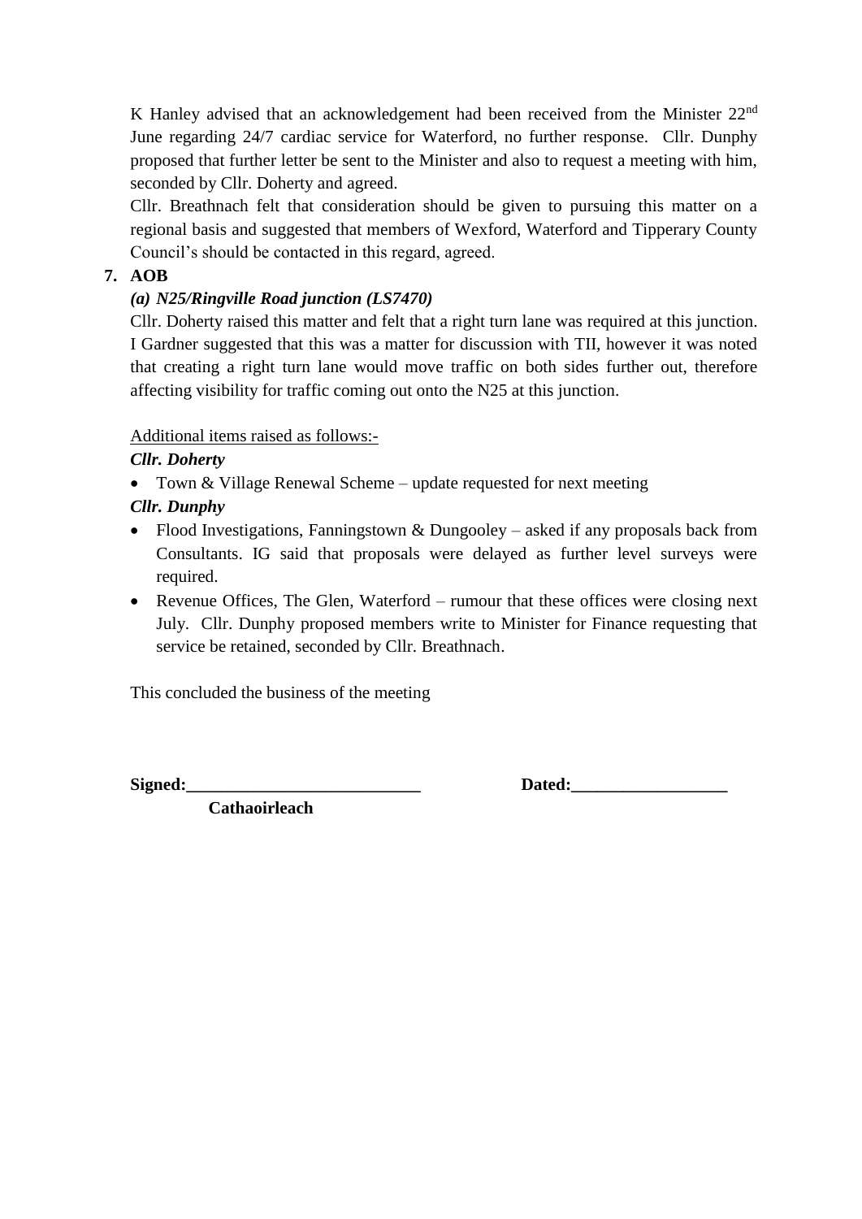K Hanley advised that an acknowledgement had been received from the Minister 22nd June regarding 24/7 cardiac service for Waterford, no further response. Cllr. Dunphy proposed that further letter be sent to the Minister and also to request a meeting with him, seconded by Cllr. Doherty and agreed.

Cllr. Breathnach felt that consideration should be given to pursuing this matter on a regional basis and suggested that members of Wexford, Waterford and Tipperary County Council's should be contacted in this regard, agreed.

**7. AOB**

***(a) N25/Ringville Road junction (LS7470)***

Cllr. Doherty raised this matter and felt that a right turn lane was required at this junction. I Gardner suggested that this was a matter for discussion with TII, however it was noted that creating a right turn lane would move traffic on both sides further out, therefore affecting visibility for traffic coming out onto the N25 at this junction.

Additional items raised as follows:-

***Cllr. Doherty***

- Town & Village Renewal Scheme – update requested for next meeting

***Cllr. Dunphy***

- Flood Investigations, Fanningstown & Dungooley – asked if any proposals back from Consultants. IG said that proposals were delayed as further level surveys were required.
- Revenue Offices, The Glen, Waterford – rumour that these offices were closing next July. Cllr. Dunphy proposed members write to Minister for Finance requesting that service be retained, seconded by Cllr. Breathnach.

This concluded the business of the meeting

**Signed:\_\_\_\_\_\_\_\_\_\_\_\_\_\_\_\_\_\_\_\_\_\_\_\_\_\_\_** **Dated:\_\_\_\_\_\_\_\_\_\_\_\_\_\_\_\_\_\_**

**Cathaoirleach**